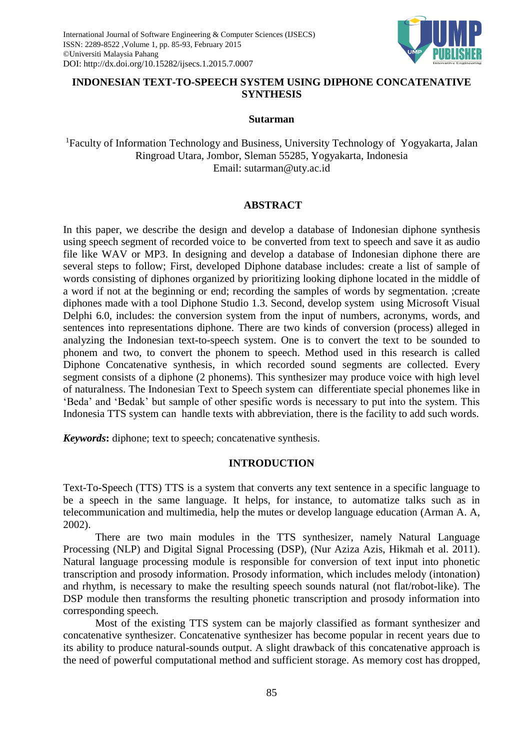# INDONESIAN TEXT-TO-SPEECH SYSTEM USING DIPHONE CONCATENATIVE SYNTHESIS

**Sutarman**

[1]Faculty of Information Technology and Business, University Technology of Yogyakarta, Jalan Ringroad Utara, Jombor, Sleman 55285, Yogyakarta, Indonesia
Email: sutarman@uty.ac.id

## ABSTRACT

In this paper, we describe the design and develop a database of Indonesian diphone synthesis using speech segment of recorded voice to be converted from text to speech and save it as audio file like WAV or MP3. In designing and develop a database of Indonesian diphone there are several steps to follow; First, developed Diphone database includes: create a list of sample of words consisting of diphones organized by prioritizing looking diphone located in the middle of a word if not at the beginning or end; recording the samples of words by segmentation. ;create diphones made with a tool Diphone Studio 1.3. Second, develop system using Microsoft Visual Delphi 6.0, includes: the conversion system from the input of numbers, acronyms, words, and sentences into representations diphone. There are two kinds of conversion (process) alleged in analyzing the Indonesian text-to-speech system. One is to convert the text to be sounded to phonem and two, to convert the phonem to speech. Method used in this research is called Diphone Concatenative synthesis, in which recorded sound segments are collected. Every segment consists of a diphone (2 phonems). This synthesizer may produce voice with high level of naturalness. The Indonesian Text to Speech system can differentiate special phonemes like in 'Beda' and 'Bedak' but sample of other spesific words is necessary to put into the system. This Indonesia TTS system can handle texts with abbreviation, there is the facility to add such words.

***Keywords*:** diphone; text to speech; concatenative synthesis.

## INTRODUCTION

Text-To-Speech (TTS) TTS is a system that converts any text sentence in a specific language to be a speech in the same language. It helps, for instance, to automatize talks such as in telecommunication and multimedia, help the mutes or develop language education (Arman A. A, 2002).

There are two main modules in the TTS synthesizer, namely Natural Language Processing (NLP) and Digital Signal Processing (DSP), (Nur Aziza Azis, Hikmah et al. 2011). Natural language processing module is responsible for conversion of text input into phonetic transcription and prosody information. Prosody information, which includes melody (intonation) and rhythm, is necessary to make the resulting speech sounds natural (not flat/robot-like). The DSP module then transforms the resulting phonetic transcription and prosody information into corresponding speech.

Most of the existing TTS system can be majorly classified as formant synthesizer and concatenative synthesizer. Concatenative synthesizer has become popular in recent years due to its ability to produce natural-sounds output. A slight drawback of this concatenative approach is the need of powerful computational method and sufficient storage. As memory cost has dropped,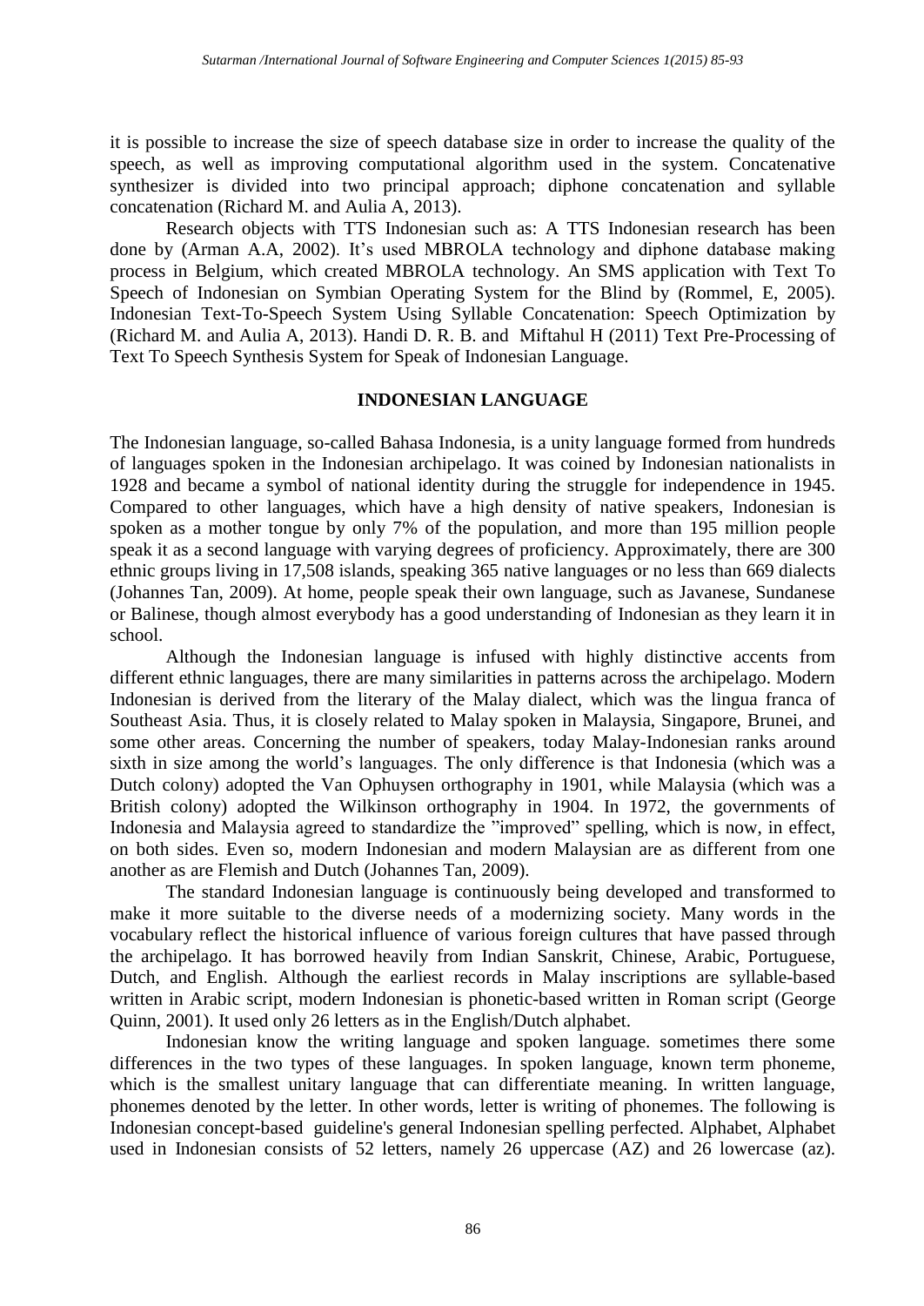it is possible to increase the size of speech database size in order to increase the quality of the speech, as well as improving computational algorithm used in the system. Concatenative synthesizer is divided into two principal approach; diphone concatenation and syllable concatenation (Richard M. and Aulia A, 2013).

Research objects with TTS Indonesian such as: A TTS Indonesian research has been done by (Arman A.A, 2002). It's used MBROLA technology and diphone database making process in Belgium, which created MBROLA technology. An SMS application with Text To Speech of Indonesian on Symbian Operating System for the Blind by (Rommel, E, 2005). Indonesian Text-To-Speech System Using Syllable Concatenation: Speech Optimization by (Richard M. and Aulia A, 2013). Handi D. R. B. and Miftahul H (2011) Text Pre-Processing of Text To Speech Synthesis System for Speak of Indonesian Language.

## INDONESIAN LANGUAGE

The Indonesian language, so-called Bahasa Indonesia, is a unity language formed from hundreds of languages spoken in the Indonesian archipelago. It was coined by Indonesian nationalists in 1928 and became a symbol of national identity during the struggle for independence in 1945. Compared to other languages, which have a high density of native speakers, Indonesian is spoken as a mother tongue by only 7% of the population, and more than 195 million people speak it as a second language with varying degrees of proficiency. Approximately, there are 300 ethnic groups living in 17,508 islands, speaking 365 native languages or no less than 669 dialects (Johannes Tan, 2009). At home, people speak their own language, such as Javanese, Sundanese or Balinese, though almost everybody has a good understanding of Indonesian as they learn it in school.

Although the Indonesian language is infused with highly distinctive accents from different ethnic languages, there are many similarities in patterns across the archipelago. Modern Indonesian is derived from the literary of the Malay dialect, which was the lingua franca of Southeast Asia. Thus, it is closely related to Malay spoken in Malaysia, Singapore, Brunei, and some other areas. Concerning the number of speakers, today Malay-Indonesian ranks around sixth in size among the world's languages. The only difference is that Indonesia (which was a Dutch colony) adopted the Van Ophuysen orthography in 1901, while Malaysia (which was a British colony) adopted the Wilkinson orthography in 1904. In 1972, the governments of Indonesia and Malaysia agreed to standardize the "improved" spelling, which is now, in effect, on both sides. Even so, modern Indonesian and modern Malaysian are as different from one another as are Flemish and Dutch (Johannes Tan, 2009).

The standard Indonesian language is continuously being developed and transformed to make it more suitable to the diverse needs of a modernizing society. Many words in the vocabulary reflect the historical influence of various foreign cultures that have passed through the archipelago. It has borrowed heavily from Indian Sanskrit, Chinese, Arabic, Portuguese, Dutch, and English. Although the earliest records in Malay inscriptions are syllable-based written in Arabic script, modern Indonesian is phonetic-based written in Roman script (George Quinn, 2001). It used only 26 letters as in the English/Dutch alphabet.

Indonesian know the writing language and spoken language. sometimes there some differences in the two types of these languages. In spoken language, known term phoneme, which is the smallest unitary language that can differentiate meaning. In written language, phonemes denoted by the letter. In other words, letter is writing of phonemes. The following is Indonesian concept-based guideline's general Indonesian spelling perfected. Alphabet, Alphabet used in Indonesian consists of 52 letters, namely 26 uppercase (AZ) and 26 lowercase (az).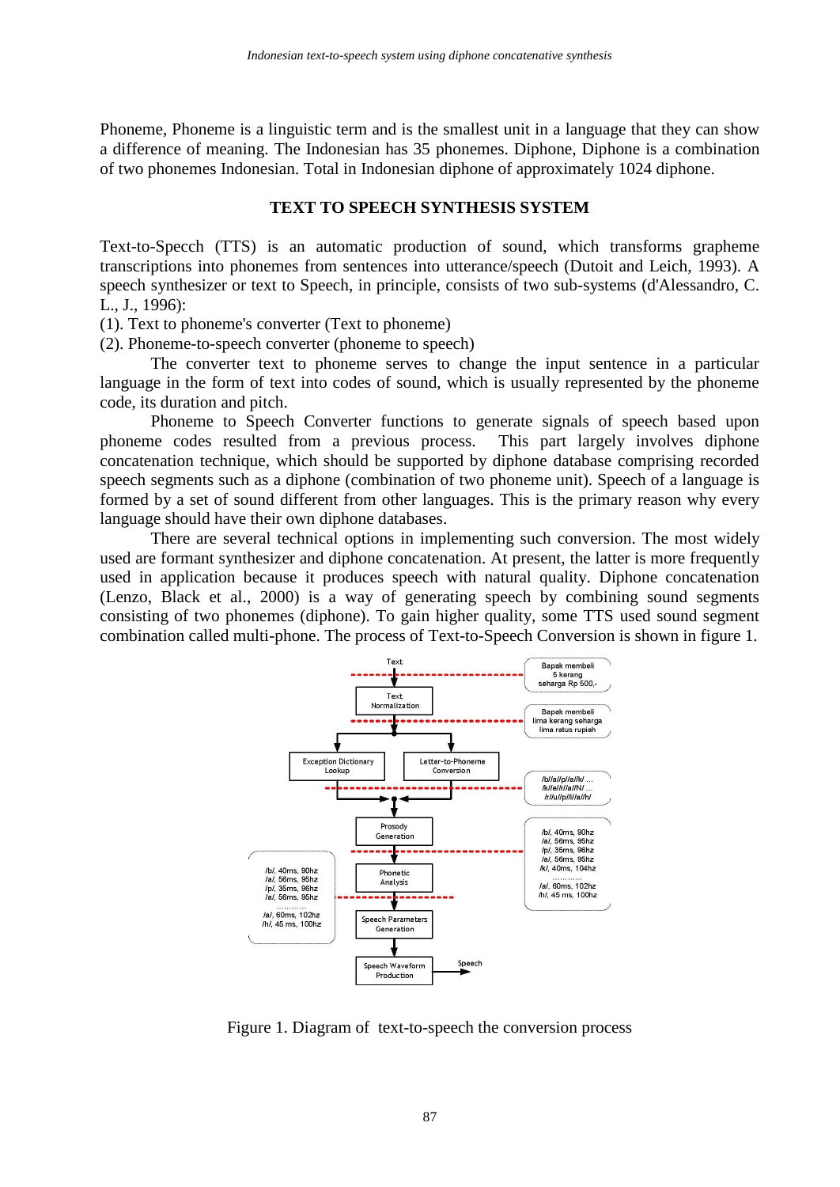Phoneme, Phoneme is a linguistic term and is the smallest unit in a language that they can show a difference of meaning. The Indonesian has 35 phonemes. Diphone, Diphone is a combination of two phonemes Indonesian. Total in Indonesian diphone of approximately 1024 diphone.

## TEXT TO SPEECH SYNTHESIS SYSTEM

Text-to-Specch (TTS) is an automatic production of sound, which transforms grapheme transcriptions into phonemes from sentences into utterance/speech (Dutoit and Leich, 1993). A speech synthesizer or text to Speech, in principle, consists of two sub-systems (d'Alessandro, C. L., J., 1996):

(1). Text to phoneme's converter (Text to phoneme)

(2). Phoneme-to-speech converter (phoneme to speech)

The converter text to phoneme serves to change the input sentence in a particular language in the form of text into codes of sound, which is usually represented by the phoneme code, its duration and pitch.

Phoneme to Speech Converter functions to generate signals of speech based upon phoneme codes resulted from a previous process. This part largely involves diphone concatenation technique, which should be supported by diphone database comprising recorded speech segments such as a diphone (combination of two phoneme unit). Speech of a language is formed by a set of sound different from other languages. This is the primary reason why every language should have their own diphone databases.

There are several technical options in implementing such conversion. The most widely used are formant synthesizer and diphone concatenation. At present, the latter is more frequently used in application because it produces speech with natural quality. Diphone concatenation (Lenzo, Black et al., 2000) is a way of generating speech by combining sound segments consisting of two phonemes (diphone). To gain higher quality, some TTS used sound segment combination called multi-phone. The process of Text-to-Speech Conversion is shown in figure 1.

Figure 1. Diagram of text-to-speech the conversion process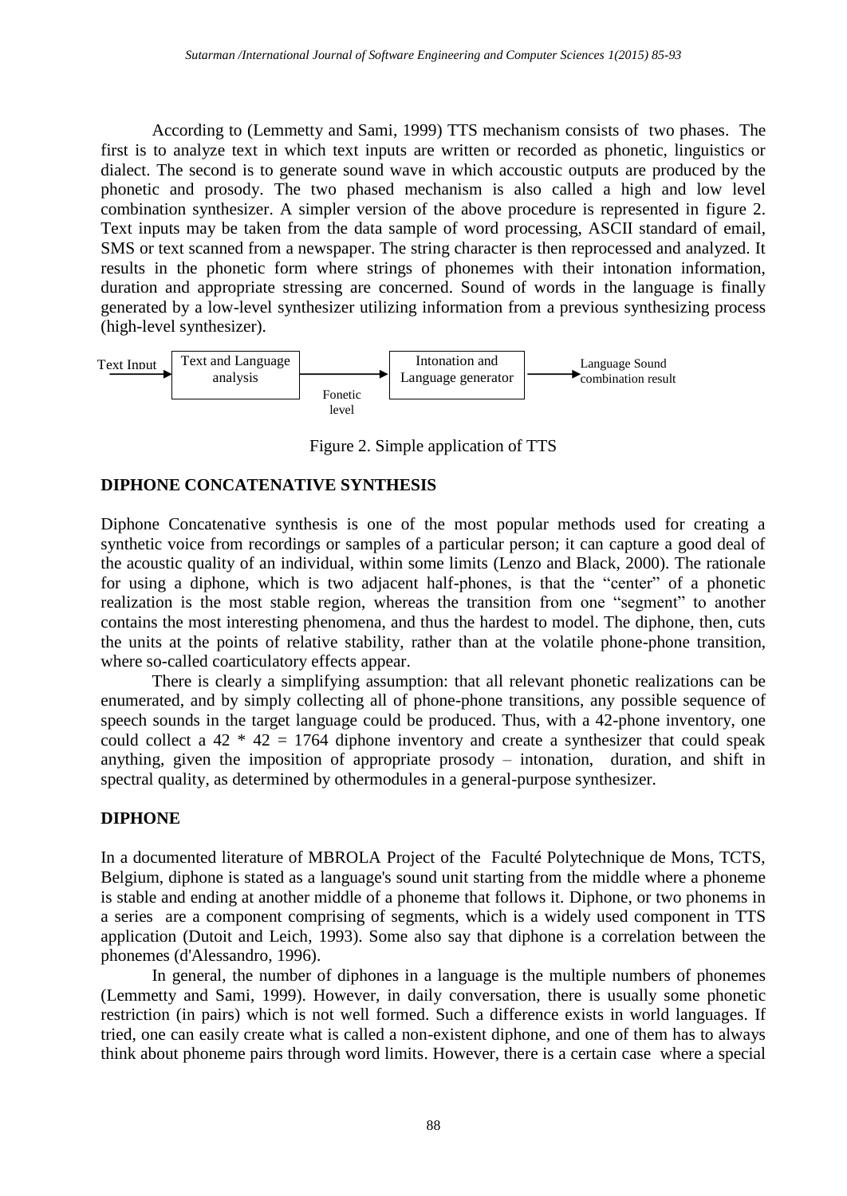According to (Lemmetty and Sami, 1999) TTS mechanism consists of two phases. The first is to analyze text in which text inputs are written or recorded as phonetic, linguistics or dialect. The second is to generate sound wave in which accoustic outputs are produced by the phonetic and prosody. The two phased mechanism is also called a high and low level combination synthesizer. A simpler version of the above procedure is represented in figure 2. Text inputs may be taken from the data sample of word processing, ASCII standard of email, SMS or text scanned from a newspaper. The string character is then reprocessed and analyzed. It results in the phonetic form where strings of phonemes with their intonation information, duration and appropriate stressing are concerned. Sound of words in the language is finally generated by a low-level synthesizer utilizing information from a previous synthesizing process (high-level synthesizer).

Text Inout → [Text and Language analysis] → Fonetic level → [Intonation and Language generator] → Language Sound combination result

Figure 2. Simple application of TTS

## DIPHONE CONCATENATIVE SYNTHESIS

Diphone Concatenative synthesis is one of the most popular methods used for creating a synthetic voice from recordings or samples of a particular person; it can capture a good deal of the acoustic quality of an individual, within some limits (Lenzo and Black, 2000). The rationale for using a diphone, which is two adjacent half-phones, is that the "center" of a phonetic realization is the most stable region, whereas the transition from one "segment" to another contains the most interesting phenomena, and thus the hardest to model. The diphone, then, cuts the units at the points of relative stability, rather than at the volatile phone-phone transition, where so-called coarticulatory effects appear.

There is clearly a simplifying assumption: that all relevant phonetic realizations can be enumerated, and by simply collecting all of phone-phone transitions, any possible sequence of speech sounds in the target language could be produced. Thus, with a 42-phone inventory, one could collect a $42 * 42 = 1764$ diphone inventory and create a synthesizer that could speak anything, given the imposition of appropriate prosody – intonation, duration, and shift in spectral quality, as determined by othermodules in a general-purpose synthesizer.

## DIPHONE

In a documented literature of MBROLA Project of the Faculté Polytechnique de Mons, TCTS, Belgium, diphone is stated as a language's sound unit starting from the middle where a phoneme is stable and ending at another middle of a phoneme that follows it. Diphone, or two phonems in a series are a component comprising of segments, which is a widely used component in TTS application (Dutoit and Leich, 1993). Some also say that diphone is a correlation between the phonemes (d'Alessandro, 1996).

In general, the number of diphones in a language is the multiple numbers of phonemes (Lemmetty and Sami, 1999). However, in daily conversation, there is usually some phonetic restriction (in pairs) which is not well formed. Such a difference exists in world languages. If tried, one can easily create what is called a non-existent diphone, and one of them has to always think about phoneme pairs through word limits. However, there is a certain case where a special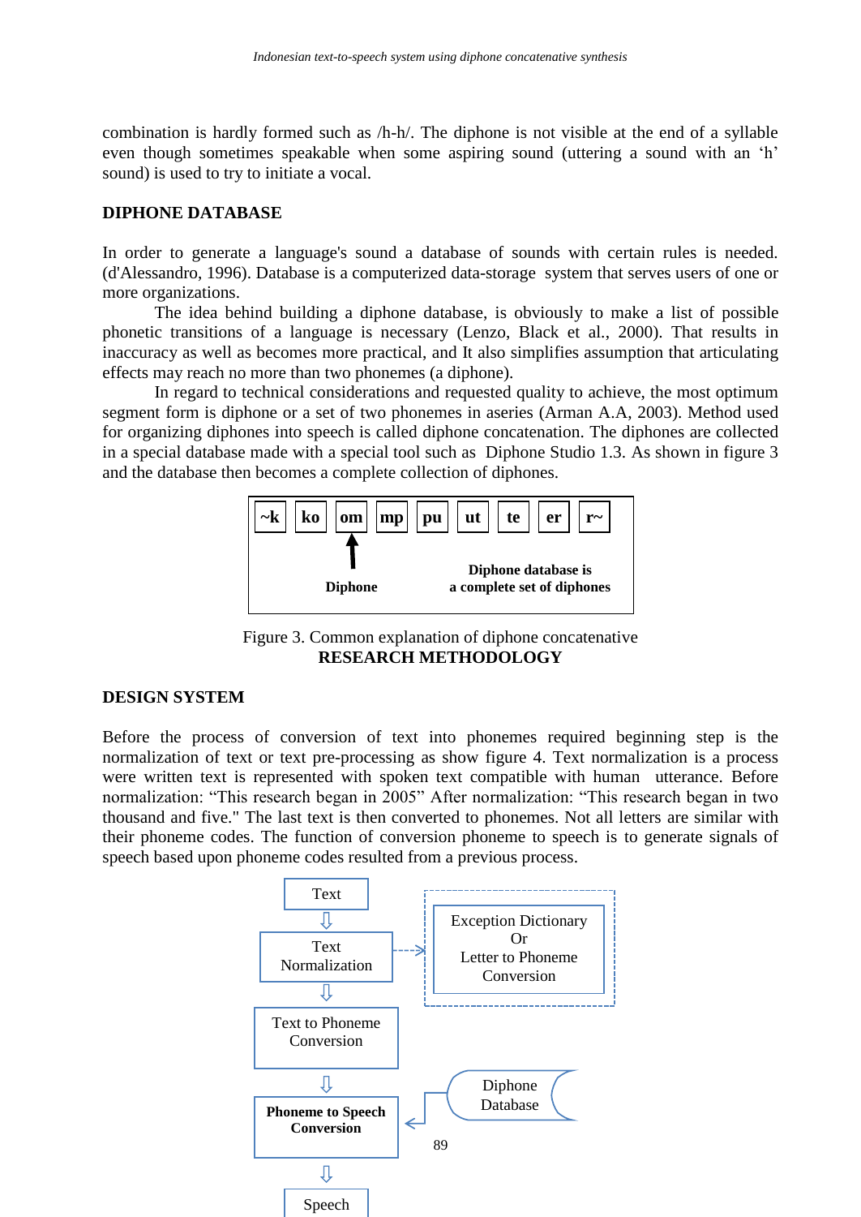combination is hardly formed such as /h-h/. The diphone is not visible at the end of a syllable even though sometimes speakable when some aspiring sound (uttering a sound with an 'h' sound) is used to try to initiate a vocal.

## DIPHONE DATABASE

In order to generate a language's sound a database of sounds with certain rules is needed. (d'Alessandro, 1996). Database is a computerized data-storage system that serves users of one or more organizations.

The idea behind building a diphone database, is obviously to make a list of possible phonetic transitions of a language is necessary (Lenzo, Black et al., 2000). That results in inaccuracy as well as becomes more practical, and It also simplifies assumption that articulating effects may reach no more than two phonemes (a diphone).

In regard to technical considerations and requested quality to achieve, the most optimum segment form is diphone or a set of two phonemes in aseries (Arman A.A, 2003). Method used for organizing diphones into speech is called diphone concatenation. The diphones are collected in a special database made with a special tool such as Diphone Studio 1.3. As shown in figure 3 and the database then becomes a complete collection of diphones.

| ~k | ko | om | mp | pu | ut | te | er | r~ |
|---|---|---|---|---|---|---|---|---|

**Diphone**

**Diphone database is a complete set of diphones**

Figure 3. Common explanation of diphone concatenative

## RESEARCH METHODOLOGY

## DESIGN SYSTEM

Before the process of conversion of text into phonemes required beginning step is the normalization of text or text pre-processing as show figure 4. Text normalization is a process were written text is represented with spoken text compatible with human utterance. Before normalization: "This research began in 2005" After normalization: "This research began in two thousand and five." The last text is then converted to phonemes. Not all letters are similar with their phoneme codes. The function of conversion phoneme to speech is to generate signals of speech based upon phoneme codes resulted from a previous process.

Text → Text Normalization → Text to Phoneme Conversion → **Phoneme to Speech Conversion** → Speech

Exception Dictionary Or Letter to Phoneme Conversion

Diphone Database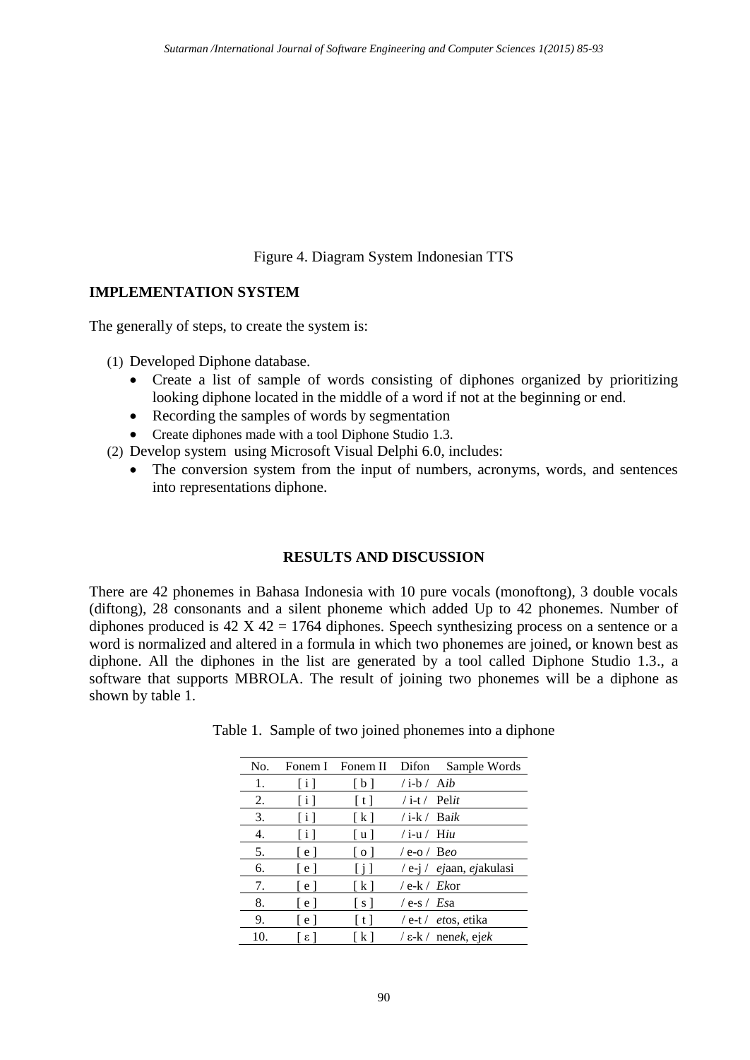Figure 4. Diagram System Indonesian TTS

## IMPLEMENTATION SYSTEM

The generally of steps, to create the system is:

(1) Developed Diphone database.
   - Create a list of sample of words consisting of diphones organized by prioritizing looking diphone located in the middle of a word if not at the beginning or end.
   - Recording the samples of words by segmentation
   - Create diphones made with a tool Diphone Studio 1.3.

(2) Develop system using Microsoft Visual Delphi 6.0, includes:
   - The conversion system from the input of numbers, acronyms, words, and sentences into representations diphone.

## RESULTS AND DISCUSSION

There are 42 phonemes in Bahasa Indonesia with 10 pure vocals (monoftong), 3 double vocals (diftong), 28 consonants and a silent phoneme which added Up to 42 phonemes. Number of diphones produced is 42 X 42 = 1764 diphones. Speech synthesizing process on a sentence or a word is normalized and altered in a formula in which two phonemes are joined, or known best as diphone. All the diphones in the list are generated by a tool called Diphone Studio 1.3., a software that supports MBROLA. The result of joining two phonemes will be a diphone as shown by table 1.

Table 1. Sample of two joined phonemes into a diphone

| No. | Fonem I | Fonem II | Difon | Sample Words |
|---|---|---|---|---|
| 1. | [ i ] | [ b ] | / i-b / | A*ib* |
| 2. | [ i ] | [ t ] | / i-t / | Pel*it* |
| 3. | [ i ] | [ k ] | / i-k / | Ba*ik* |
| 4. | [ i ] | [ u ] | / i-u / | H*iu* |
| 5. | [ e ] | [ o ] | / e-o / | B*eo* |
| 6. | [ e ] | [ j ] | / e-j / | *ej*aan, *ej*akulasi |
| 7. | [ e ] | [ k ] | / e-k / | *Ek*or |
| 8. | [ e ] | [ s ] | / e-s / | *Es*a |
| 9. | [ e ] | [ t ] | / e-t / | *et*os, *e*tika |
| 10. | [ ε ] | [ k ] | / ε-k / | nen*ek*, ej*ek* |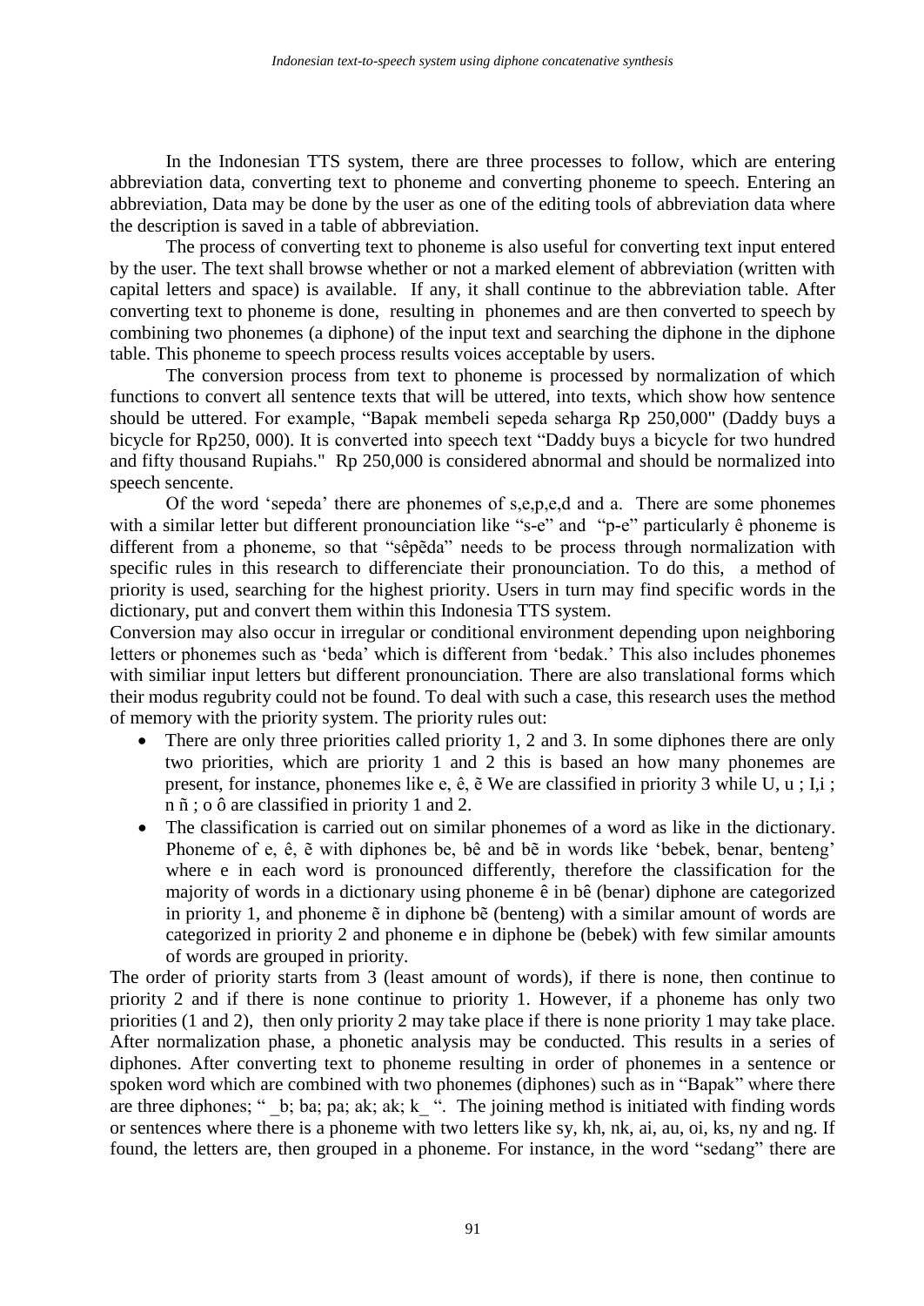In the Indonesian TTS system, there are three processes to follow, which are entering abbreviation data, converting text to phoneme and converting phoneme to speech. Entering an abbreviation, Data may be done by the user as one of the editing tools of abbreviation data where the description is saved in a table of abbreviation.

The process of converting text to phoneme is also useful for converting text input entered by the user. The text shall browse whether or not a marked element of abbreviation (written with capital letters and space) is available. If any, it shall continue to the abbreviation table. After converting text to phoneme is done, resulting in phonemes and are then converted to speech by combining two phonemes (a diphone) of the input text and searching the diphone in the diphone table. This phoneme to speech process results voices acceptable by users.

The conversion process from text to phoneme is processed by normalization of which functions to convert all sentence texts that will be uttered, into texts, which show how sentence should be uttered. For example, "Bapak membeli sepeda seharga Rp 250,000" (Daddy buys a bicycle for Rp250, 000). It is converted into speech text "Daddy buys a bicycle for two hundred and fifty thousand Rupiahs." Rp 250,000 is considered abnormal and should be normalized into speech sencente.

Of the word 'sepeda' there are phonemes of s,e,p,e,d and a. There are some phonemes with a similar letter but different pronounciation like "s-e" and "p-e" particularly ê phoneme is different from a phoneme, so that "sêpẽda" needs to be process through normalization with specific rules in this research to differenciate their pronounciation. To do this, a method of priority is used, searching for the highest priority. Users in turn may find specific words in the dictionary, put and convert them within this Indonesia TTS system.

Conversion may also occur in irregular or conditional environment depending upon neighboring letters or phonemes such as 'beda' which is different from 'bedak.' This also includes phonemes with similiar input letters but different pronounciation. There are also translational forms which their modus regubrity could not be found. To deal with such a case, this research uses the method of memory with the priority system. The priority rules out:

- There are only three priorities called priority 1, 2 and 3. In some diphones there are only two priorities, which are priority 1 and 2 this is based an how many phonemes are present, for instance, phonemes like e, ê, ẽ We are classified in priority 3 while U, u ; I,i ; n ñ ; o ô are classified in priority 1 and 2.
- The classification is carried out on similar phonemes of a word as like in the dictionary. Phoneme of e, ê, ẽ with diphones be, bê and bẽ in words like 'bebek, benar, benteng' where e in each word is pronounced differently, therefore the classification for the majority of words in a dictionary using phoneme ê in bê (benar) diphone are categorized in priority 1, and phoneme ẽ in diphone bẽ (benteng) with a similar amount of words are categorized in priority 2 and phoneme e in diphone be (bebek) with few similar amounts of words are grouped in priority.

The order of priority starts from 3 (least amount of words), if there is none, then continue to priority 2 and if there is none continue to priority 1. However, if a phoneme has only two priorities (1 and 2), then only priority 2 may take place if there is none priority 1 may take place. After normalization phase, a phonetic analysis may be conducted. This results in a series of diphones. After converting text to phoneme resulting in order of phonemes in a sentence or spoken word which are combined with two phonemes (diphones) such as in "Bapak" where there are three diphones; " _b; ba; pa; ak; ak; k_ ". The joining method is initiated with finding words or sentences where there is a phoneme with two letters like sy, kh, nk, ai, au, oi, ks, ny and ng. If found, the letters are, then grouped in a phoneme. For instance, in the word "sedang" there are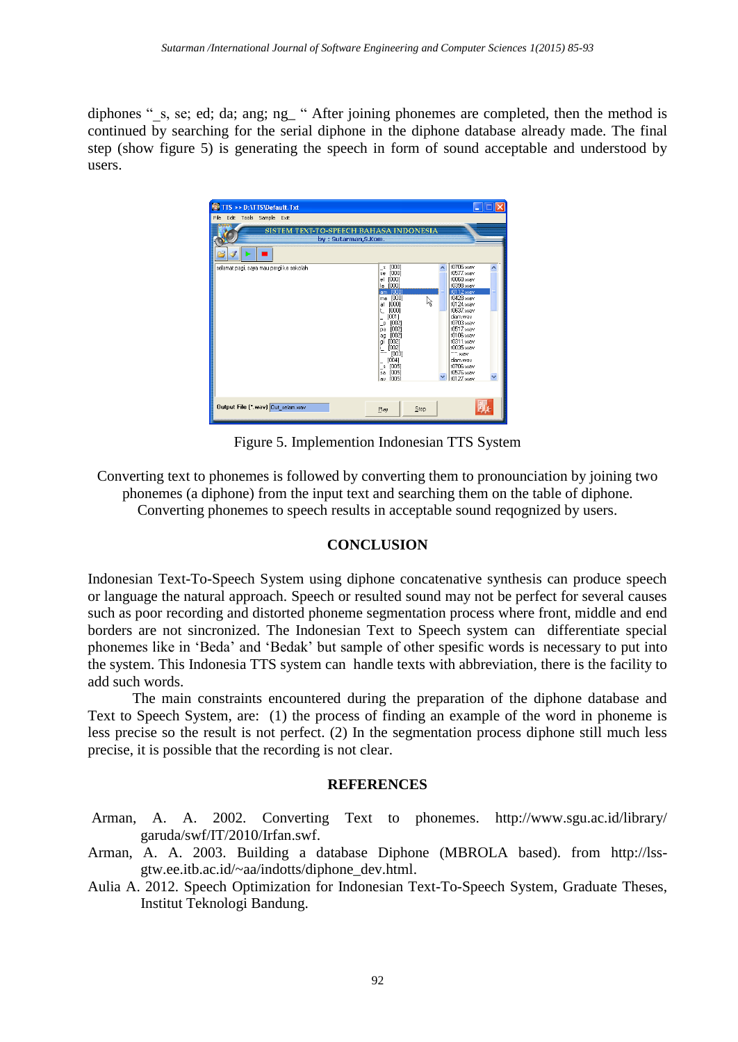diphones "_s, se; ed; da; ang; ng_ " After joining phonemes are completed, then the method is continued by searching for the serial diphone in the diphone database already made. The final step (show figure 5) is generating the speech in form of sound acceptable and understood by users.

Figure 5. Implemention Indonesian TTS System

Converting text to phonemes is followed by converting them to pronounciation by joining two phonemes (a diphone) from the input text and searching them on the table of diphone. Converting phonemes to speech results in acceptable sound reqognized by users.

## CONCLUSION

Indonesian Text-To-Speech System using diphone concatenative synthesis can produce speech or language the natural approach. Speech or resulted sound may not be perfect for several causes such as poor recording and distorted phoneme segmentation process where front, middle and end borders are not sincronized. The Indonesian Text to Speech system can differentiate special phonemes like in 'Beda' and 'Bedak' but sample of other spesific words is necessary to put into the system. This Indonesia TTS system can handle texts with abbreviation, there is the facility to add such words.

The main constraints encountered during the preparation of the diphone database and Text to Speech System, are: (1) the process of finding an example of the word in phoneme is less precise so the result is not perfect. (2) In the segmentation process diphone still much less precise, it is possible that the recording is not clear.

## REFERENCES

Arman, A. A. 2002. Converting Text to phonemes. http://www.sgu.ac.id/library/garuda/swf/IT/2010/Irfan.swf.

Arman, A. A. 2003. Building a database Diphone (MBROLA based). from http://lss-gtw.ee.itb.ac.id/~aa/indotts/diphone_dev.html.

Aulia A. 2012. Speech Optimization for Indonesian Text-To-Speech System, Graduate Theses, Institut Teknologi Bandung.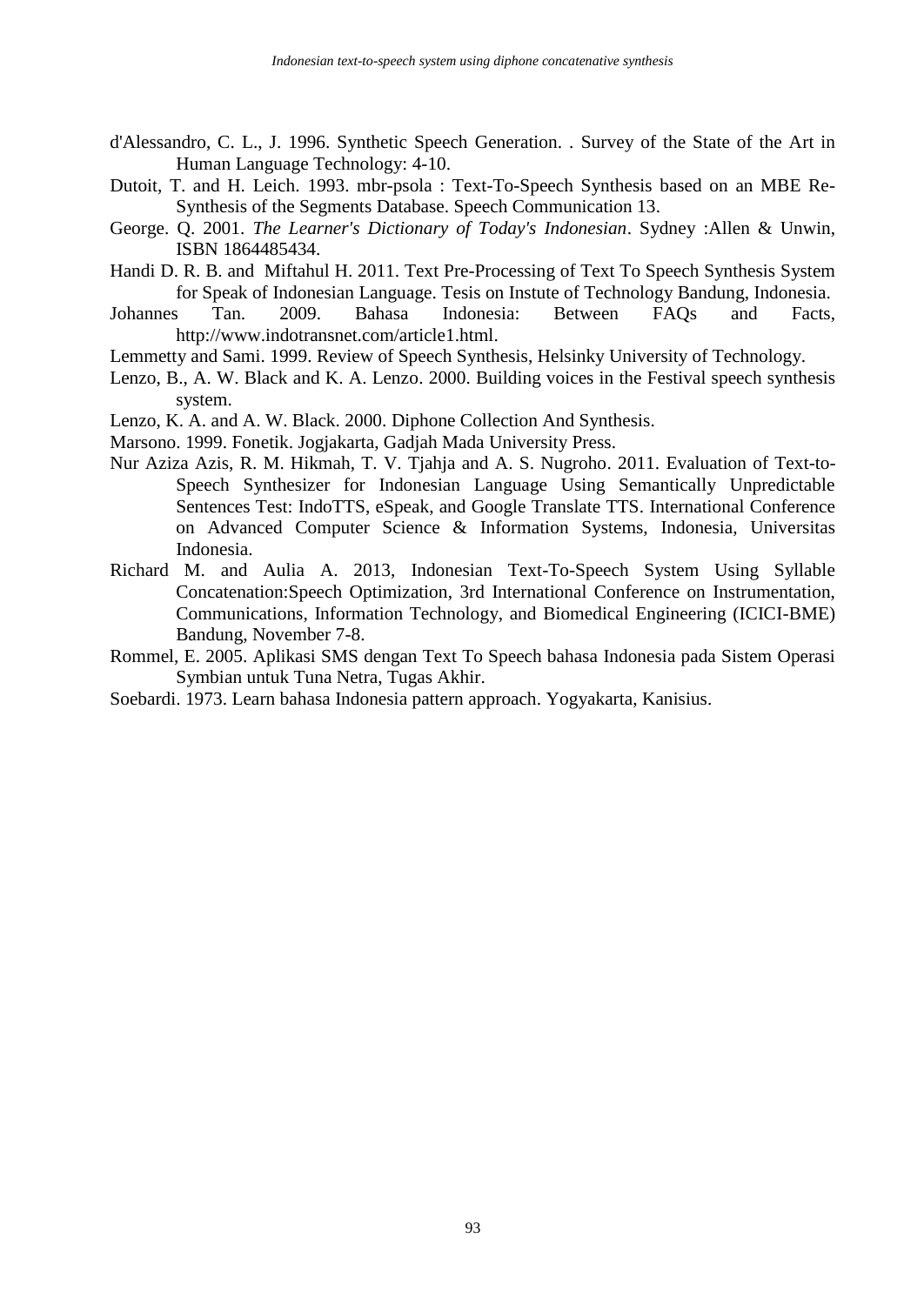d'Alessandro, C. L., J. 1996. Synthetic Speech Generation. . Survey of the State of the Art in Human Language Technology: 4-10.

Dutoit, T. and H. Leich. 1993. mbr-psola : Text-To-Speech Synthesis based on an MBE Re-Synthesis of the Segments Database. Speech Communication 13.

George. Q. 2001. *The Learner's Dictionary of Today's Indonesian*. Sydney :Allen & Unwin, ISBN 1864485434.

Handi D. R. B. and Miftahul H. 2011. Text Pre-Processing of Text To Speech Synthesis System for Speak of Indonesian Language. Tesis on Instute of Technology Bandung, Indonesia.

Johannes Tan. 2009. Bahasa Indonesia: Between FAQs and Facts, http://www.indotransnet.com/article1.html.

Lemmetty and Sami. 1999. Review of Speech Synthesis, Helsinky University of Technology.

Lenzo, B., A. W. Black and K. A. Lenzo. 2000. Building voices in the Festival speech synthesis system.

Lenzo, K. A. and A. W. Black. 2000. Diphone Collection And Synthesis.

Marsono. 1999. Fonetik. Jogjakarta, Gadjah Mada University Press.

Nur Aziza Azis, R. M. Hikmah, T. V. Tjahja and A. S. Nugroho. 2011. Evaluation of Text-to-Speech Synthesizer for Indonesian Language Using Semantically Unpredictable Sentences Test: IndoTTS, eSpeak, and Google Translate TTS. International Conference on Advanced Computer Science & Information Systems, Indonesia, Universitas Indonesia.

Richard M. and Aulia A. 2013, Indonesian Text-To-Speech System Using Syllable Concatenation:Speech Optimization, 3rd International Conference on Instrumentation, Communications, Information Technology, and Biomedical Engineering (ICICI-BME) Bandung, November 7-8.

Rommel, E. 2005. Aplikasi SMS dengan Text To Speech bahasa Indonesia pada Sistem Operasi Symbian untuk Tuna Netra, Tugas Akhir.

Soebardi. 1973. Learn bahasa Indonesia pattern approach. Yogyakarta, Kanisius.